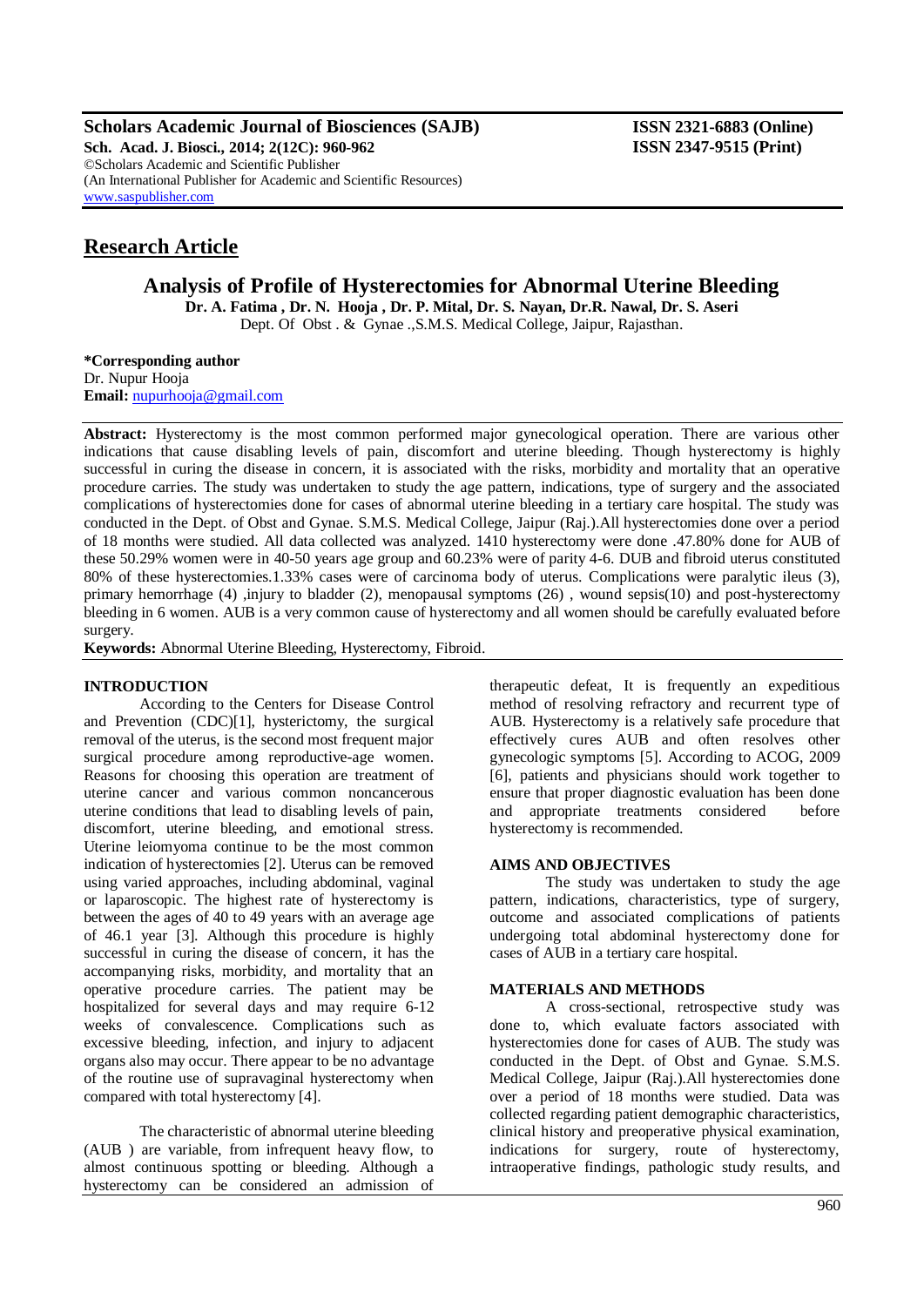Scholars Academic Journal of Biosciences (SAJB)
Sch. Acad. J. Biosci., 2014; 2(12C): 960-962
©Scholars Academic and Scientific Publisher
(An International Publisher for Academic and Scientific Resources)
www.saspublisher.com

ISSN 2321-6883 (Online)
ISSN 2347-9515 (Print)

## Research Article

# Analysis of Profile of Hysterectomies for Abnormal Uterine Bleeding

**Dr. A. Fatima , Dr. N. Hooja , Dr. P. Mital, Dr. S. Nayan, Dr.R. Nawal, Dr. S. Aseri**
Dept. Of Obst . & Gynae .,S.M.S. Medical College, Jaipur, Rajasthan.

**\*Corresponding author**
Dr. Nupur Hooja
**Email:** nupurhooja@gmail.com

**Abstract:** Hysterectomy is the most common performed major gynecological operation. There are various other indications that cause disabling levels of pain, discomfort and uterine bleeding. Though hysterectomy is highly successful in curing the disease in concern, it is associated with the risks, morbidity and mortality that an operative procedure carries. The study was undertaken to study the age pattern, indications, type of surgery and the associated complications of hysterectomies done for cases of abnormal uterine bleeding in a tertiary care hospital. The study was conducted in the Dept. of Obst and Gynae. S.M.S. Medical College, Jaipur (Raj.).All hysterectomies done over a period of 18 months were studied. All data collected was analyzed. 1410 hysterectomy were done .47.80% done for AUB of these 50.29% women were in 40-50 years age group and 60.23% were of parity 4-6. DUB and fibroid uterus constituted 80% of these hysterectomies.1.33% cases were of carcinoma body of uterus. Complications were paralytic ileus (3), primary hemorrhage (4) ,injury to bladder (2), menopausal symptoms (26) , wound sepsis(10) and post-hysterectomy bleeding in 6 women. AUB is a very common cause of hysterectomy and all women should be carefully evaluated before surgery.

**Keywords:** Abnormal Uterine Bleeding, Hysterectomy, Fibroid.

## INTRODUCTION

According to the Centers for Disease Control and Prevention (CDC)[1], hysterictomy, the surgical removal of the uterus, is the second most frequent major surgical procedure among reproductive-age women. Reasons for choosing this operation are treatment of uterine cancer and various common noncancerous uterine conditions that lead to disabling levels of pain, discomfort, uterine bleeding, and emotional stress. Uterine leiomyoma continue to be the most common indication of hysterectomies [2]. Uterus can be removed using varied approaches, including abdominal, vaginal or laparoscopic. The highest rate of hysterectomy is between the ages of 40 to 49 years with an average age of 46.1 year [3]. Although this procedure is highly successful in curing the disease of concern, it has the accompanying risks, morbidity, and mortality that an operative procedure carries. The patient may be hospitalized for several days and may require 6-12 weeks of convalescence. Complications such as excessive bleeding, infection, and injury to adjacent organs also may occur. There appear to be no advantage of the routine use of supravaginal hysterectomy when compared with total hysterectomy [4].

The characteristic of abnormal uterine bleeding (AUB ) are variable, from infrequent heavy flow, to almost continuous spotting or bleeding. Although a hysterectomy can be considered an admission of therapeutic defeat, It is frequently an expeditious method of resolving refractory and recurrent type of AUB. Hysterectomy is a relatively safe procedure that effectively cures AUB and often resolves other gynecologic symptoms [5]. According to ACOG, 2009 [6], patients and physicians should work together to ensure that proper diagnostic evaluation has been done and appropriate treatments considered before hysterectomy is recommended.

## AIMS AND OBJECTIVES

The study was undertaken to study the age pattern, indications, characteristics, type of surgery, outcome and associated complications of patients undergoing total abdominal hysterectomy done for cases of AUB in a tertiary care hospital.

## MATERIALS AND METHODS

A cross-sectional, retrospective study was done to, which evaluate factors associated with hysterectomies done for cases of AUB. The study was conducted in the Dept. of Obst and Gynae. S.M.S. Medical College, Jaipur (Raj.).All hysterectomies done over a period of 18 months were studied. Data was collected regarding patient demographic characteristics, clinical history and preoperative physical examination, indications for surgery, route of hysterectomy, intraoperative findings, pathologic study results, and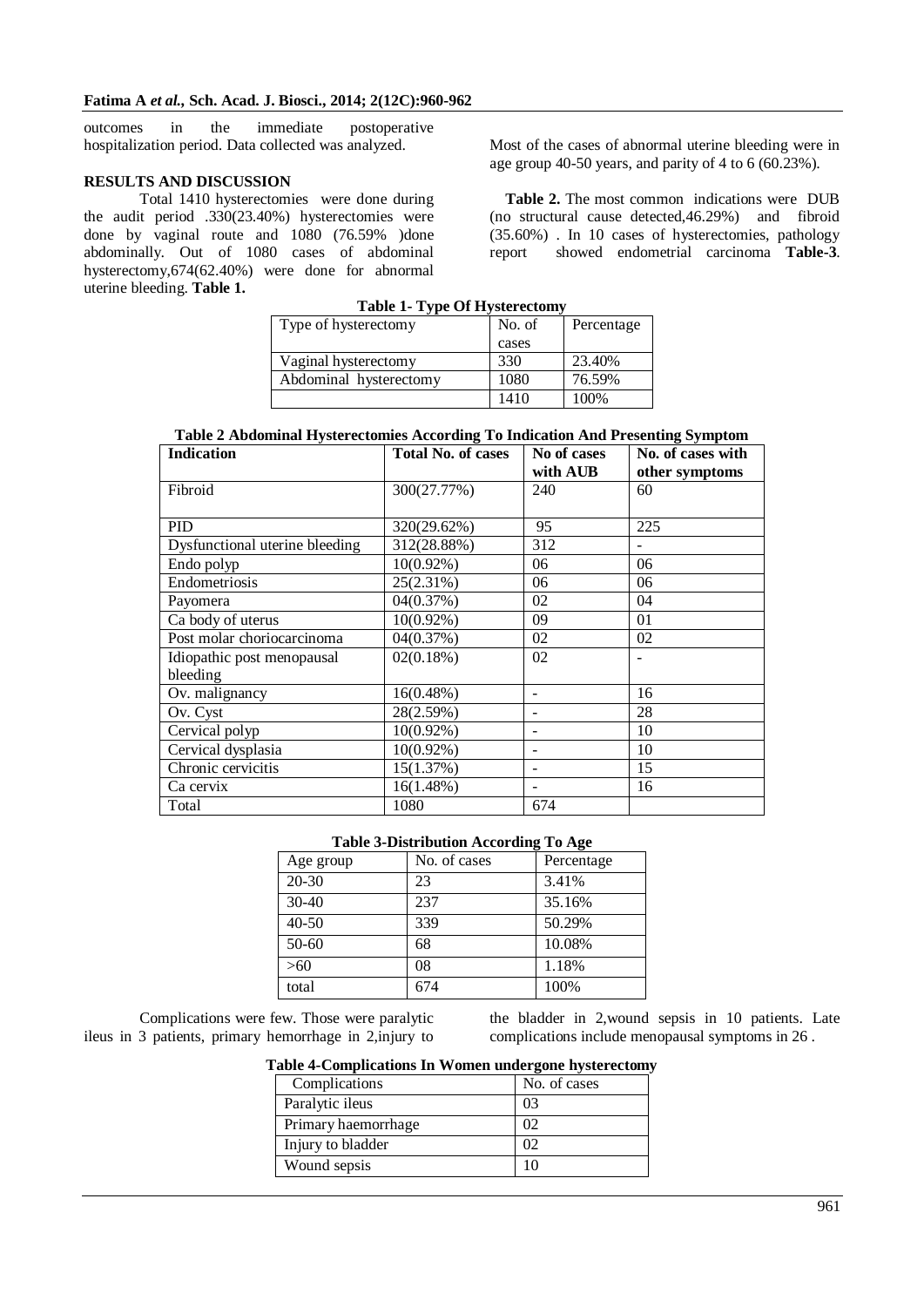outcomes in the immediate postoperative hospitalization period. Data collected was analyzed.

## RESULTS AND DISCUSSION

Total 1410 hysterectomies were done during the audit period .330(23.40%) hysterectomies were done by vaginal route and 1080 (76.59% )done abdominally. Out of 1080 cases of abdominal hysterectomy,674(62.40%) were done for abnormal uterine bleeding. **Table 1.**

Most of the cases of abnormal uterine bleeding were in age group 40-50 years, and parity of 4 to 6 (60.23%).

**Table 2.** The most common indications were DUB (no structural cause detected,46.29%) and fibroid (35.60%) . In 10 cases of hysterectomies, pathology report showed endometrial carcinoma **Table-3**.

**Table 1- Type Of Hysterectomy**

| Type of hysterectomy | No. of cases | Percentage |
|---|---|---|
| Vaginal hysterectomy | 330 | 23.40% |
| Abdominal hysterectomy | 1080 | 76.59% |
| | 1410 | 100% |

**Table 2 Abdominal Hysterectomies According To Indication And Presenting Symptom**

| Indication | Total No. of cases | No of cases with AUB | No. of cases with other symptoms |
|---|---|---|---|
| Fibroid | 300(27.77%) | 240 | 60 |
| PID | 320(29.62%) | 95 | 225 |
| Dysfunctional uterine bleeding | 312(28.88%) | 312 | - |
| Endo polyp | 10(0.92%) | 06 | 06 |
| Endometriosis | 25(2.31%) | 06 | 06 |
| Payomera | 04(0.37%) | 02 | 04 |
| Ca body of uterus | 10(0.92%) | 09 | 01 |
| Post molar choriocarcinoma | 04(0.37%) | 02 | 02 |
| Idiopathic post menopausal bleeding | 02(0.18%) | 02 | - |
| Ov. malignancy | 16(0.48%) | - | 16 |
| Ov. Cyst | 28(2.59%) | - | 28 |
| Cervical polyp | 10(0.92%) | - | 10 |
| Cervical dysplasia | 10(0.92%) | - | 10 |
| Chronic cervicitis | 15(1.37%) | - | 15 |
| Ca cervix | 16(1.48%) | - | 16 |
| Total | 1080 | 674 | |

**Table 3-Distribution According To Age**

| Age group | No. of cases | Percentage |
|---|---|---|
| 20-30 | 23 | 3.41% |
| 30-40 | 237 | 35.16% |
| 40-50 | 339 | 50.29% |
| 50-60 | 68 | 10.08% |
| >60 | 08 | 1.18% |
| total | 674 | 100% |

Complications were few. Those were paralytic ileus in 3 patients, primary hemorrhage in 2,injury to the bladder in 2,wound sepsis in 10 patients. Late complications include menopausal symptoms in 26 .

**Table 4-Complications In Women undergone hysterectomy**

| Complications | No. of cases |
|---|---|
| Paralytic ileus | 03 |
| Primary haemorrhage | 02 |
| Injury to bladder | 02 |
| Wound sepsis | 10 |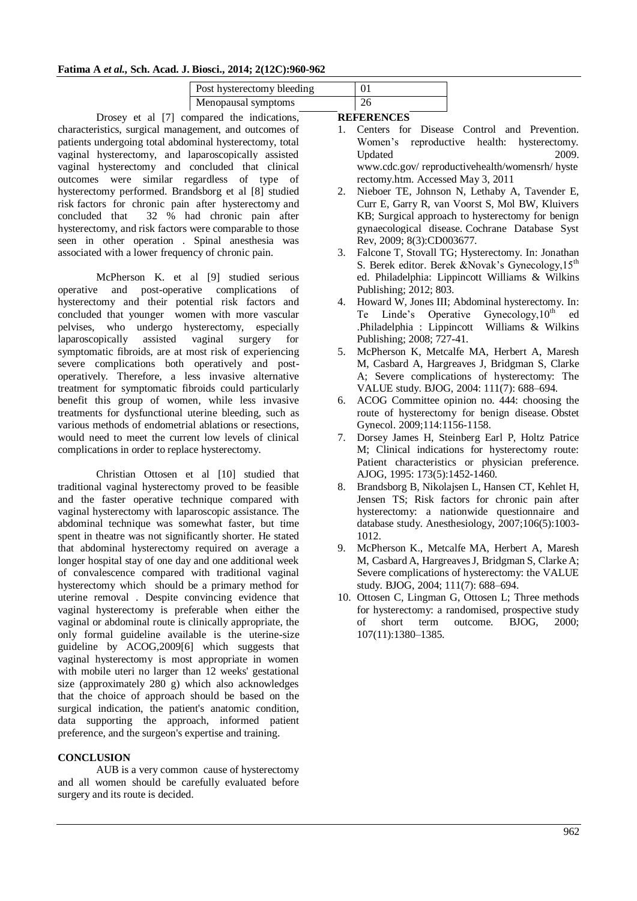| | |
|---|---|
| Post hysterectomy bleeding | 01 |
| Menopausal symptoms | 26 |

Drosey et al [7] compared the indications, characteristics, surgical management, and outcomes of patients undergoing total abdominal hysterectomy, total vaginal hysterectomy, and laparoscopically assisted vaginal hysterectomy and concluded that clinical outcomes were similar regardless of type of hysterectomy performed. Brandsborg et al [8] studied risk factors for chronic pain after hysterectomy and concluded that 32 % had chronic pain after hysterectomy, and risk factors were comparable to those seen in other operation . Spinal anesthesia was associated with a lower frequency of chronic pain.

McPherson K. et al [9] studied serious operative and post-operative complications of hysterectomy and their potential risk factors and concluded that younger women with more vascular pelvises, who undergo hysterectomy, especially laparoscopically assisted vaginal surgery for symptomatic fibroids, are at most risk of experiencing severe complications both operatively and post-operatively. Therefore, a less invasive alternative treatment for symptomatic fibroids could particularly benefit this group of women, while less invasive treatments for dysfunctional uterine bleeding, such as various methods of endometrial ablations or resections, would need to meet the current low levels of clinical complications in order to replace hysterectomy.

Christian Ottosen et al [10] studied that traditional vaginal hysterectomy proved to be feasible and the faster operative technique compared with vaginal hysterectomy with laparoscopic assistance. The abdominal technique was somewhat faster, but time spent in theatre was not significantly shorter. He stated that abdominal hysterectomy required on average a longer hospital stay of one day and one additional week of convalescence compared with traditional vaginal hysterectomy which should be a primary method for uterine removal . Despite convincing evidence that vaginal hysterectomy is preferable when either the vaginal or abdominal route is clinically appropriate, the only formal guideline available is the uterine-size guideline by ACOG,2009[6] which suggests that vaginal hysterectomy is most appropriate in women with mobile uteri no larger than 12 weeks' gestational size (approximately 280 g) which also acknowledges that the choice of approach should be based on the surgical indication, the patient's anatomic condition, data supporting the approach, informed patient preference, and the surgeon's expertise and training.

## CONCLUSION

AUB is a very common cause of hysterectomy and all women should be carefully evaluated before surgery and its route is decided.

## REFERENCES

1. Centers for Disease Control and Prevention. Women's reproductive health: hysterectomy. Updated 2009. www.cdc.gov/ reproductivehealth/womensrh/ hysterectomy.htm. Accessed May 3, 2011
2. Nieboer TE, Johnson N, Lethaby A, Tavender E, Curr E, Garry R, van Voorst S, Mol BW, Kluivers KB; Surgical approach to hysterectomy for benign gynaecological disease. Cochrane Database Syst Rev, 2009; 8(3):CD003677.
3. Falcone T, Stovall TG; Hysterectomy. In: Jonathan S. Berek editor. Berek &Novak's Gynecology,15th ed. Philadelphia: Lippincott Williams & Wilkins Publishing; 2012; 803.
4. Howard W, Jones III; Abdominal hysterectomy. In: Te Linde's Operative Gynecology,10th ed .Philadelphia : Lippincott Williams & Wilkins Publishing; 2008; 727-41.
5. McPherson K, Metcalfe MA, Herbert A, Maresh M, Casbard A, Hargreaves J, Bridgman S, Clarke A; Severe complications of hysterectomy: The VALUE study. BJOG, 2004: 111(7): 688–694.
6. ACOG Committee opinion no. 444: choosing the route of hysterectomy for benign disease. Obstet Gynecol. 2009;114:1156-1158.
7. Dorsey James H, Steinberg Earl P, Holtz Patrice M; Clinical indications for hysterectomy route: Patient characteristics or physician preference. AJOG, 1995: 173(5):1452-1460.
8. Brandsborg B, Nikolajsen L, Hansen CT, Kehlet H, Jensen TS; Risk factors for chronic pain after hysterectomy: a nationwide questionnaire and database study. Anesthesiology, 2007;106(5):1003-1012.
9. McPherson K., Metcalfe MA, Herbert A, Maresh M, Casbard A, Hargreaves J, Bridgman S, Clarke A; Severe complications of hysterectomy: the VALUE study. BJOG, 2004; 111(7): 688–694.
10. Ottosen C, Lingman G, Ottosen L; Three methods for hysterectomy: a randomised, prospective study of short term outcome. BJOG, 2000; 107(11):1380–1385.